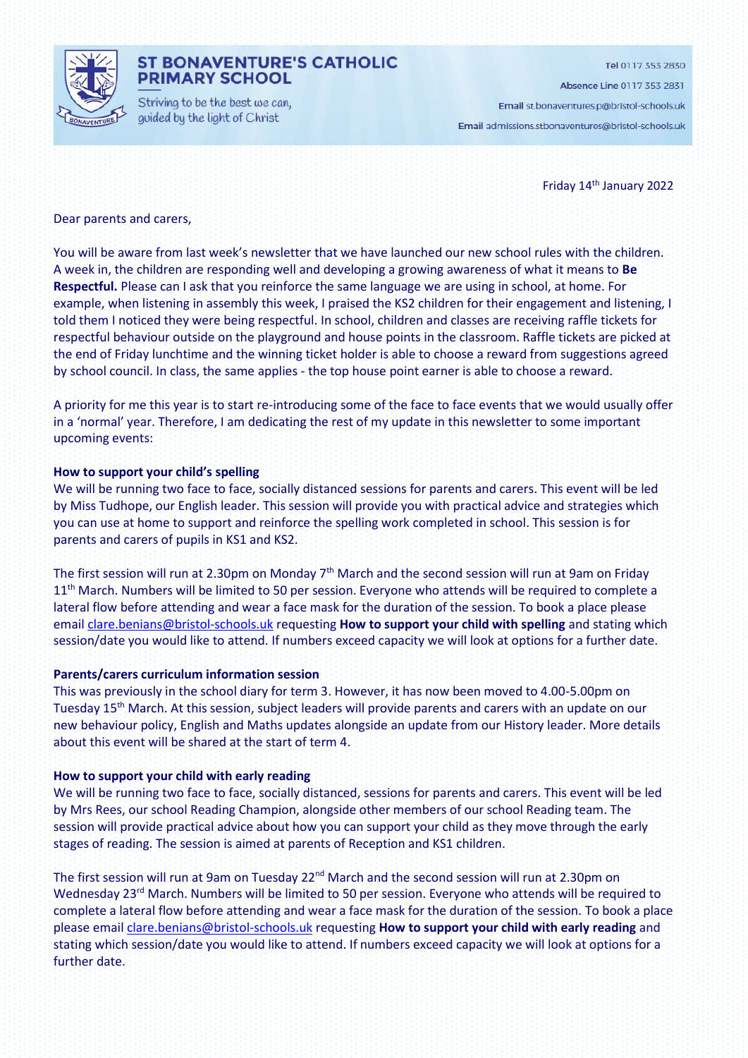# ST BONAVENTURE'S CATHOLIC PRIMARY SCHOOL

Striving to be the best we can, guided by the light of Christ

**Tel** 0117 353 2830

**Absence Line** 0117 353 2831

**Email** st.bonaventures.p@bristol-schools.uk

**Email** admissions.stbonaventures@bristol-schools.uk

Friday 14th January 2022

Dear parents and carers,

You will be aware from last week's newsletter that we have launched our new school rules with the children. A week in, the children are responding well and developing a growing awareness of what it means to **Be Respectful.** Please can I ask that you reinforce the same language we are using in school, at home. For example, when listening in assembly this week, I praised the KS2 children for their engagement and listening, I told them I noticed they were being respectful. In school, children and classes are receiving raffle tickets for respectful behaviour outside on the playground and house points in the classroom. Raffle tickets are picked at the end of Friday lunchtime and the winning ticket holder is able to choose a reward from suggestions agreed by school council. In class, the same applies - the top house point earner is able to choose a reward.

A priority for me this year is to start re-introducing some of the face to face events that we would usually offer in a 'normal' year. Therefore, I am dedicating the rest of my update in this newsletter to some important upcoming events:

**How to support your child's spelling**

We will be running two face to face, socially distanced sessions for parents and carers. This event will be led by Miss Tudhope, our English leader. This session will provide you with practical advice and strategies which you can use at home to support and reinforce the spelling work completed in school. This session is for parents and carers of pupils in KS1 and KS2.

The first session will run at 2.30pm on Monday 7th March and the second session will run at 9am on Friday 11th March. Numbers will be limited to 50 per session. Everyone who attends will be required to complete a lateral flow before attending and wear a face mask for the duration of the session. To book a place please email clare.benians@bristol-schools.uk requesting **How to support your child with spelling** and stating which session/date you would like to attend. If numbers exceed capacity we will look at options for a further date.

**Parents/carers curriculum information session**

This was previously in the school diary for term 3. However, it has now been moved to 4.00-5.00pm on Tuesday 15th March. At this session, subject leaders will provide parents and carers with an update on our new behaviour policy, English and Maths updates alongside an update from our History leader. More details about this event will be shared at the start of term 4.

**How to support your child with early reading**

We will be running two face to face, socially distanced, sessions for parents and carers. This event will be led by Mrs Rees, our school Reading Champion, alongside other members of our school Reading team. The session will provide practical advice about how you can support your child as they move through the early stages of reading. The session is aimed at parents of Reception and KS1 children.

The first session will run at 9am on Tuesday 22nd March and the second session will run at 2.30pm on Wednesday 23rd March. Numbers will be limited to 50 per session. Everyone who attends will be required to complete a lateral flow before attending and wear a face mask for the duration of the session. To book a place please email clare.benians@bristol-schools.uk requesting **How to support your child with early reading** and stating which session/date you would like to attend. If numbers exceed capacity we will look at options for a further date.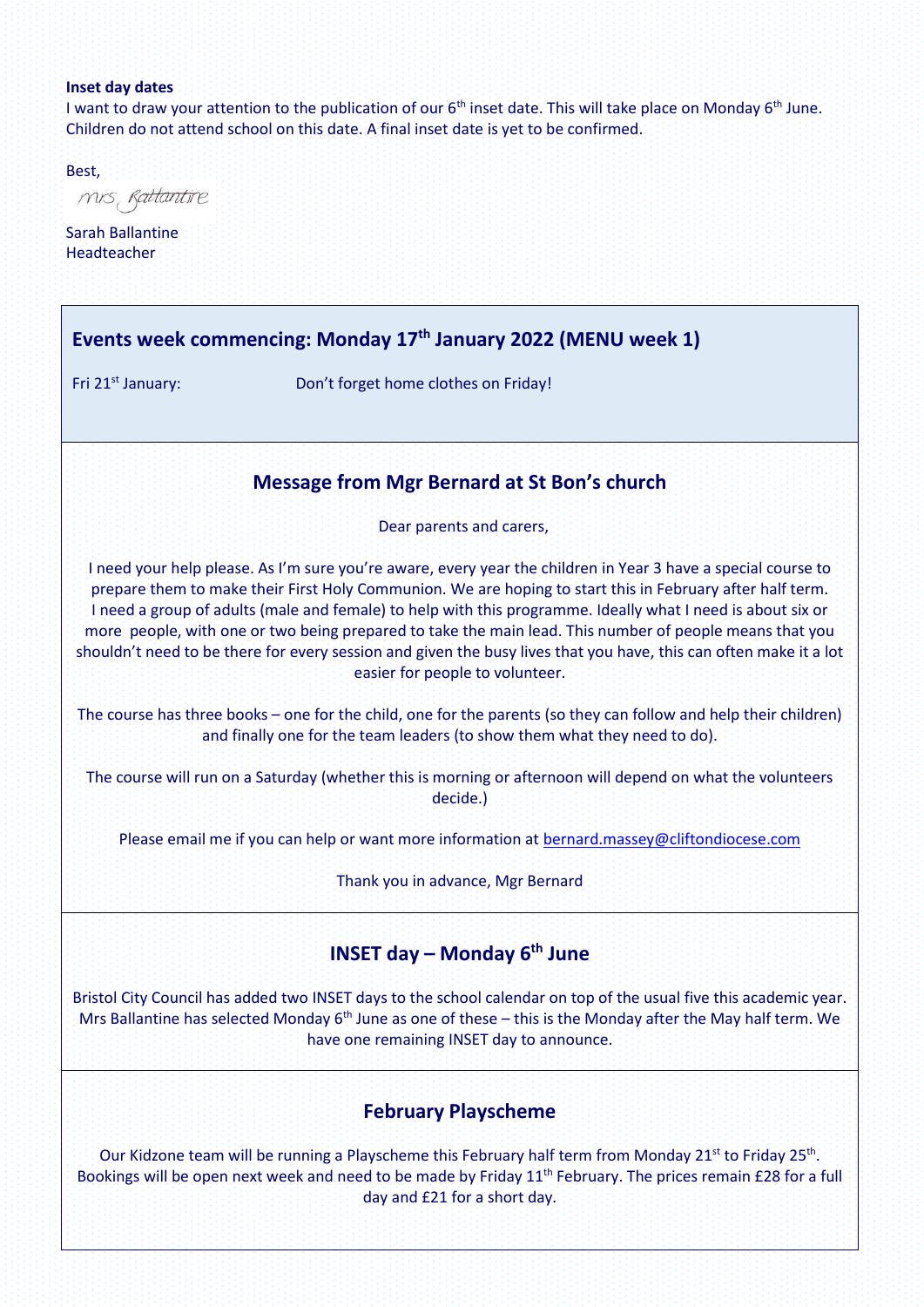**Inset day dates**

I want to draw your attention to the publication of our 6th inset date. This will take place on Monday 6th June. Children do not attend school on this date. A final inset date is yet to be confirmed.

Best,

Mrs Ballantine

Sarah Ballantine
Headteacher

## Events week commencing: Monday 17th January 2022 (MENU week 1)

Fri 21st January: Don't forget home clothes on Friday!

## Message from Mgr Bernard at St Bon's church

Dear parents and carers,

I need your help please. As I'm sure you're aware, every year the children in Year 3 have a special course to prepare them to make their First Holy Communion. We are hoping to start this in February after half term. I need a group of adults (male and female) to help with this programme. Ideally what I need is about six or more people, with one or two being prepared to take the main lead. This number of people means that you shouldn't need to be there for every session and given the busy lives that you have, this can often make it a lot easier for people to volunteer.

The course has three books – one for the child, one for the parents (so they can follow and help their children) and finally one for the team leaders (to show them what they need to do).

The course will run on a Saturday (whether this is morning or afternoon will depend on what the volunteers decide.)

Please email me if you can help or want more information at bernard.massey@cliftondiocese.com

Thank you in advance, Mgr Bernard

## INSET day – Monday 6th June

Bristol City Council has added two INSET days to the school calendar on top of the usual five this academic year. Mrs Ballantine has selected Monday 6th June as one of these – this is the Monday after the May half term. We have one remaining INSET day to announce.

## February Playscheme

Our Kidzone team will be running a Playscheme this February half term from Monday 21st to Friday 25th. Bookings will be open next week and need to be made by Friday 11th February. The prices remain £28 for a full day and £21 for a short day.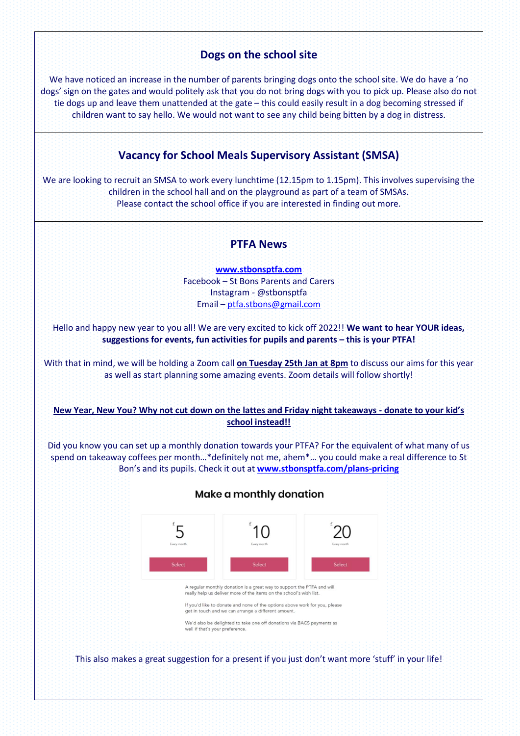## Dogs on the school site

We have noticed an increase in the number of parents bringing dogs onto the school site. We do have a 'no dogs' sign on the gates and would politely ask that you do not bring dogs with you to pick up. Please also do not tie dogs up and leave them unattended at the gate – this could easily result in a dog becoming stressed if children want to say hello. We would not want to see any child being bitten by a dog in distress.

## Vacancy for School Meals Supervisory Assistant (SMSA)

We are looking to recruit an SMSA to work every lunchtime (12.15pm to 1.15pm). This involves supervising the children in the school hall and on the playground as part of a team of SMSAs.
Please contact the school office if you are interested in finding out more.

## PTFA News

**www.stbonsptfa.com**
Facebook – St Bons Parents and Carers
Instagram - @stbonsptfa
Email – ptfa.stbons@gmail.com

Hello and happy new year to you all! We are very excited to kick off 2022!! **We want to hear YOUR ideas, suggestions for events, fun activities for pupils and parents – this is your PTFA!**

With that in mind, we will be holding a Zoom call **on Tuesday 25th Jan at 8pm** to discuss our aims for this year as well as start planning some amazing events. Zoom details will follow shortly!

**New Year, New You? Why not cut down on the lattes and Friday night takeaways - donate to your kid's school instead!!**

Did you know you can set up a monthly donation towards your PTFA? For the equivalent of what many of us spend on takeaway coffees per month…*definitely not me, ahem*… you could make a real difference to St Bon's and its pupils. Check it out at **www.stbonsptfa.com/plans-pricing**

### Make a monthly donation

| £5 Every month | £10 Every month | £20 Every month |
| --- | --- | --- |
| Select | Select | Select |

A regular monthly donation is a great way to support the PTFA and will really help us deliver more of the items on the school's wish list.

If you'd like to donate and none of the options above work for you, please get in touch and we can arrange a different amount.

We'd also be delighted to take one off donations via BACS payments as well if that's your preference.

This also makes a great suggestion for a present if you just don't want more 'stuff' in your life!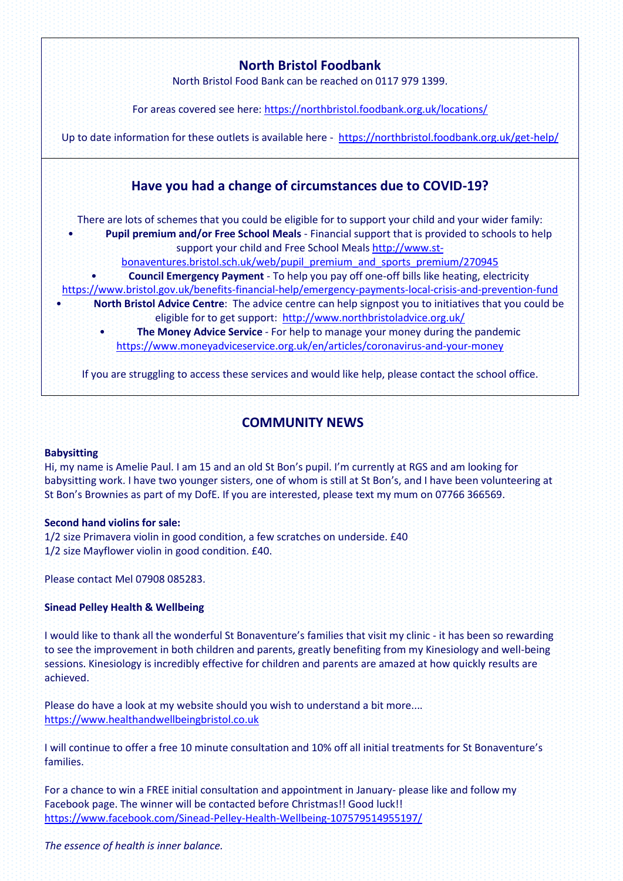## North Bristol Foodbank

North Bristol Food Bank can be reached on 0117 979 1399.

For areas covered see here: https://northbristol.foodbank.org.uk/locations/

Up to date information for these outlets is available here - https://northbristol.foodbank.org.uk/get-help/

## Have you had a change of circumstances due to COVID-19?

There are lots of schemes that you could be eligible for to support your child and your wider family:

- **Pupil premium and/or Free School Meals** - Financial support that is provided to schools to help support your child and Free School Meals http://www.st-bonaventures.bristol.sch.uk/web/pupil_premium_and_sports_premium/270945
- **Council Emergency Payment** - To help you pay off one-off bills like heating, electricity https://www.bristol.gov.uk/benefits-financial-help/emergency-payments-local-crisis-and-prevention-fund
- **North Bristol Advice Centre**: The advice centre can help signpost you to initiatives that you could be eligible for to get support: http://www.northbristoladvice.org.uk/
- **The Money Advice Service** - For help to manage your money during the pandemic https://www.moneyadviceservice.org.uk/en/articles/coronavirus-and-your-money

If you are struggling to access these services and would like help, please contact the school office.

## COMMUNITY NEWS

**Babysitting**

Hi, my name is Amelie Paul. I am 15 and an old St Bon's pupil. I'm currently at RGS and am looking for babysitting work. I have two younger sisters, one of whom is still at St Bon's, and I have been volunteering at St Bon's Brownies as part of my DofE. If you are interested, please text my mum on 07766 366569.

**Second hand violins for sale:**

1/2 size Primavera violin in good condition, a few scratches on underside. £40
1/2 size Mayflower violin in good condition. £40.

Please contact Mel 07908 085283.

**Sinead Pelley Health & Wellbeing**

I would like to thank all the wonderful St Bonaventure's families that visit my clinic - it has been so rewarding to see the improvement in both children and parents, greatly benefiting from my Kinesiology and well-being sessions. Kinesiology is incredibly effective for children and parents are amazed at how quickly results are achieved.

Please do have a look at my website should you wish to understand a bit more.... https://www.healthandwellbeingbristol.co.uk

I will continue to offer a free 10 minute consultation and 10% off all initial treatments for St Bonaventure's families.

For a chance to win a FREE initial consultation and appointment in January- please like and follow my Facebook page. The winner will be contacted before Christmas!! Good luck!! https://www.facebook.com/Sinead-Pelley-Health-Wellbeing-107579514955197/

*The essence of health is inner balance.*